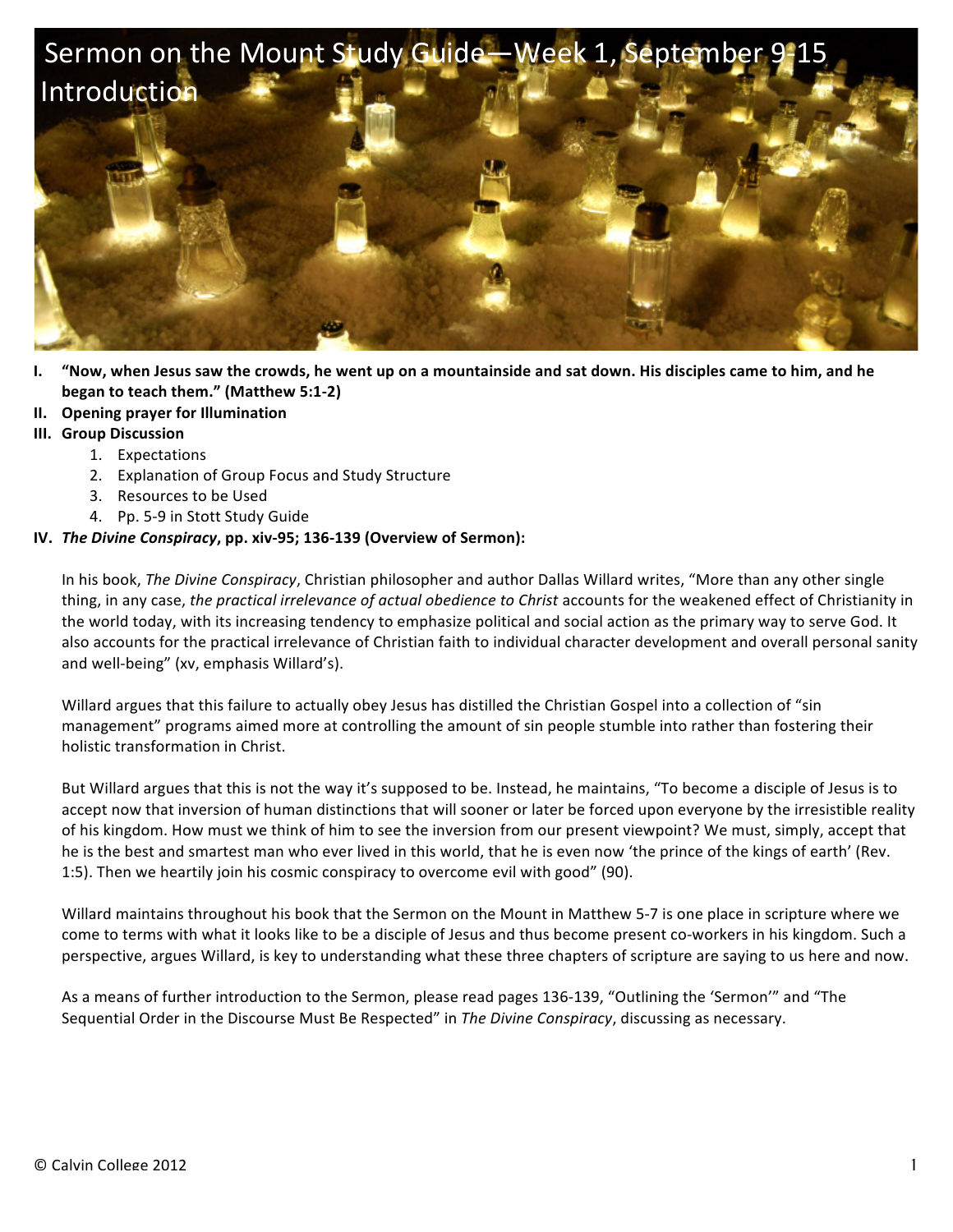# Sermon on the Mount Study Guide—Week 1, September 9-15

## Introduction

I. **"Now, when Jesus saw the crowds, he went up on a mountainside and sat down. His disciples came to him, and he began to teach them." (Matthew 5:1-2)**

II. **Opening prayer for Illumination**

III. **Group Discussion**
   1. Expectations
   2. Explanation of Group Focus and Study Structure
   3. Resources to be Used
   4. Pp. 5-9 in Stott Study Guide

IV. ***The Divine Conspiracy*, pp. xiv-95; 136-139 (Overview of Sermon):**

In his book, *The Divine Conspiracy*, Christian philosopher and author Dallas Willard writes, "More than any other single thing, in any case, *the practical irrelevance of actual obedience to Christ* accounts for the weakened effect of Christianity in the world today, with its increasing tendency to emphasize political and social action as the primary way to serve God. It also accounts for the practical irrelevance of Christian faith to individual character development and overall personal sanity and well-being" (xv, emphasis Willard's).

Willard argues that this failure to actually obey Jesus has distilled the Christian Gospel into a collection of "sin management" programs aimed more at controlling the amount of sin people stumble into rather than fostering their holistic transformation in Christ.

But Willard argues that this is not the way it's supposed to be. Instead, he maintains, "To become a disciple of Jesus is to accept now that inversion of human distinctions that will sooner or later be forced upon everyone by the irresistible reality of his kingdom. How must we think of him to see the inversion from our present viewpoint? We must, simply, accept that he is the best and smartest man who ever lived in this world, that he is even now 'the prince of the kings of earth' (Rev. 1:5). Then we heartily join his cosmic conspiracy to overcome evil with good" (90).

Willard maintains throughout his book that the Sermon on the Mount in Matthew 5-7 is one place in scripture where we come to terms with what it looks like to be a disciple of Jesus and thus become present co-workers in his kingdom. Such a perspective, argues Willard, is key to understanding what these three chapters of scripture are saying to us here and now.

As a means of further introduction to the Sermon, please read pages 136-139, "Outlining the 'Sermon'" and "The Sequential Order in the Discourse Must Be Respected" in *The Divine Conspiracy*, discussing as necessary.

© Calvin College 2012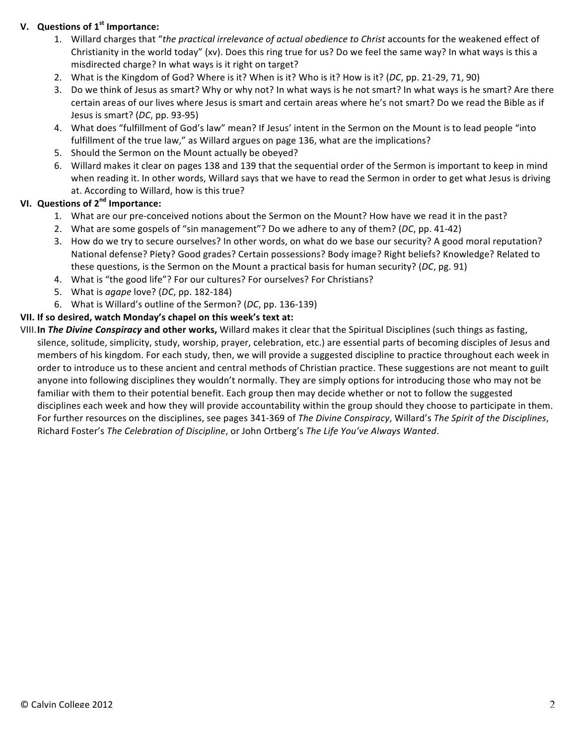## V. Questions of 1st Importance:

1. Willard charges that "*the practical irrelevance of actual obedience to Christ* accounts for the weakened effect of Christianity in the world today" (xv). Does this ring true for us? Do we feel the same way? In what ways is this a misdirected charge? In what ways is it right on target?
2. What is the Kingdom of God? Where is it? When is it? Who is it? How is it? (*DC*, pp. 21-29, 71, 90)
3. Do we think of Jesus as smart? Why or why not? In what ways is he not smart? In what ways is he smart? Are there certain areas of our lives where Jesus is smart and certain areas where he's not smart? Do we read the Bible as if Jesus is smart? (*DC*, pp. 93-95)
4. What does "fulfillment of God's law" mean? If Jesus' intent in the Sermon on the Mount is to lead people "into fulfillment of the true law," as Willard argues on page 136, what are the implications?
5. Should the Sermon on the Mount actually be obeyed?
6. Willard makes it clear on pages 138 and 139 that the sequential order of the Sermon is important to keep in mind when reading it. In other words, Willard says that we have to read the Sermon in order to get what Jesus is driving at. According to Willard, how is this true?

## VI. Questions of 2nd Importance:

1. What are our pre-conceived notions about the Sermon on the Mount? How have we read it in the past?
2. What are some gospels of "sin management"? Do we adhere to any of them? (*DC*, pp. 41-42)
3. How do we try to secure ourselves? In other words, on what do we base our security? A good moral reputation? National defense? Piety? Good grades? Certain possessions? Body image? Right beliefs? Knowledge? Related to these questions, is the Sermon on the Mount a practical basis for human security? (*DC*, pg. 91)
4. What is "the good life"? For our cultures? For ourselves? For Christians?
5. What is *agape* love? (*DC*, pp. 182-184)
6. What is Willard's outline of the Sermon? (*DC*, pp. 136-139)

## VII. If so desired, watch Monday's chapel on this week's text at:

VIII. **In *The Divine Conspiracy* and other works,** Willard makes it clear that the Spiritual Disciplines (such things as fasting, silence, solitude, simplicity, study, worship, prayer, celebration, etc.) are essential parts of becoming disciples of Jesus and members of his kingdom. For each study, then, we will provide a suggested discipline to practice throughout each week in order to introduce us to these ancient and central methods of Christian practice. These suggestions are not meant to guilt anyone into following disciplines they wouldn't normally. They are simply options for introducing those who may not be familiar with them to their potential benefit. Each group then may decide whether or not to follow the suggested disciplines each week and how they will provide accountability within the group should they choose to participate in them. For further resources on the disciplines, see pages 341-369 of *The Divine Conspiracy*, Willard's *The Spirit of the Disciplines*, Richard Foster's *The Celebration of Discipline*, or John Ortberg's *The Life You've Always Wanted*.

© Calvin College 2012